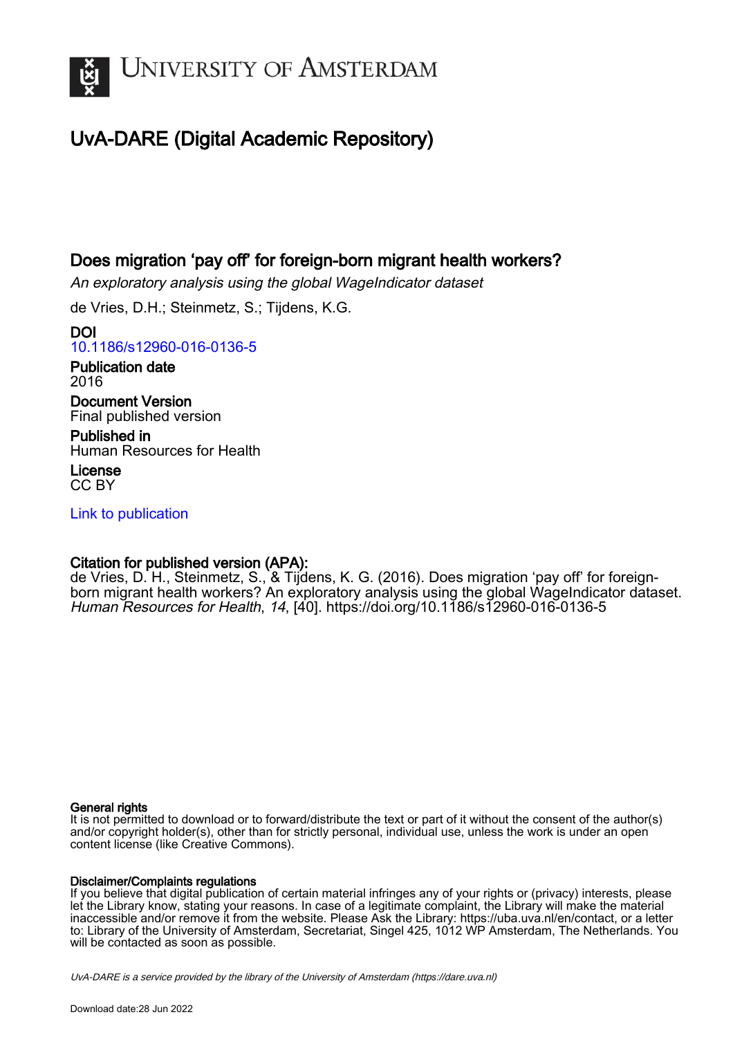# UNIVERSITY OF AMSTERDAM

## UvA-DARE (Digital Academic Repository)

### Does migration 'pay off' for foreign-born migrant health workers?

*An exploratory analysis using the global WageIndicator dataset*

de Vries, D.H.; Steinmetz, S.; Tijdens, K.G.

**DOI**
10.1186/s12960-016-0136-5

**Publication date**
2016

**Document Version**
Final published version

**Published in**
Human Resources for Health

**License**
CC BY

Link to publication

**Citation for published version (APA):**
de Vries, D. H., Steinmetz, S., & Tijdens, K. G. (2016). Does migration 'pay off' for foreign-born migrant health workers? An exploratory analysis using the global WageIndicator dataset. *Human Resources for Health*, *14*, [40]. https://doi.org/10.1186/s12960-016-0136-5

**General rights**
It is not permitted to download or to forward/distribute the text or part of it without the consent of the author(s) and/or copyright holder(s), other than for strictly personal, individual use, unless the work is under an open content license (like Creative Commons).

**Disclaimer/Complaints regulations**
If you believe that digital publication of certain material infringes any of your rights or (privacy) interests, please let the Library know, stating your reasons. In case of a legitimate complaint, the Library will make the material inaccessible and/or remove it from the website. Please Ask the Library: https://uba.uva.nl/en/contact, or a letter to: Library of the University of Amsterdam, Secretariat, Singel 425, 1012 WP Amsterdam, The Netherlands. You will be contacted as soon as possible.

*UvA-DARE is a service provided by the library of the University of Amsterdam (https://dare.uva.nl)*

Download date:28 Jun 2022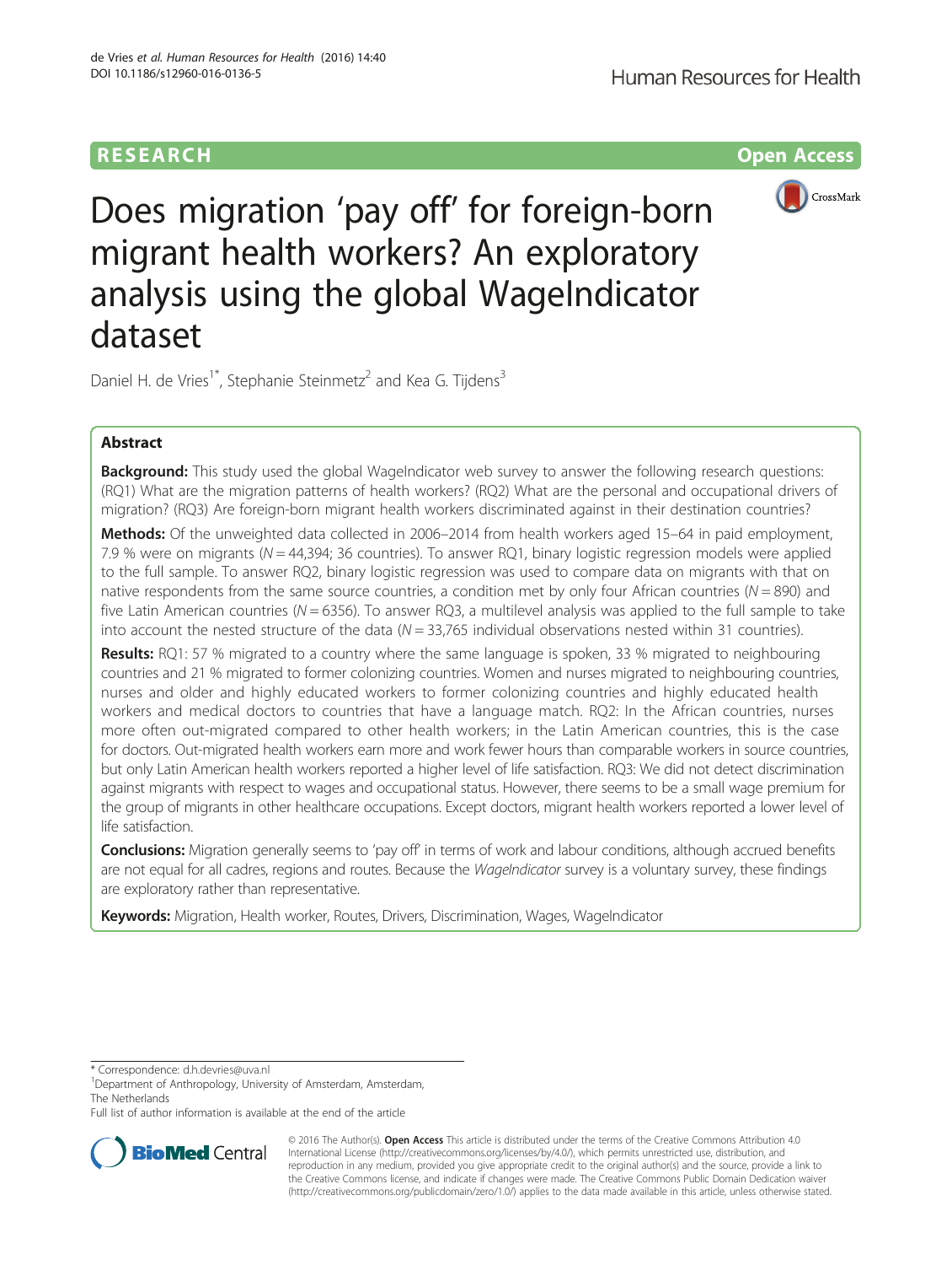# Does migration 'pay off' for foreign-born migrant health workers? An exploratory analysis using the global WageIndicator dataset

Daniel H. de Vries[1*], Stephanie Steinmetz[2] and Kea G. Tijdens[3]

## Abstract

**Background:** This study used the global WageIndicator web survey to answer the following research questions: (RQ1) What are the migration patterns of health workers? (RQ2) What are the personal and occupational drivers of migration? (RQ3) Are foreign-born migrant health workers discriminated against in their destination countries?

**Methods:** Of the unweighted data collected in 2006–2014 from health workers aged 15–64 in paid employment, 7.9 % were on migrants (N = 44,394; 36 countries). To answer RQ1, binary logistic regression models were applied to the full sample. To answer RQ2, binary logistic regression was used to compare data on migrants with that on native respondents from the same source countries, a condition met by only four African countries (N = 890) and five Latin American countries (N = 6356). To answer RQ3, a multilevel analysis was applied to the full sample to take into account the nested structure of the data (N = 33,765 individual observations nested within 31 countries).

**Results:** RQ1: 57 % migrated to a country where the same language is spoken, 33 % migrated to neighbouring countries and 21 % migrated to former colonizing countries. Women and nurses migrated to neighbouring countries, nurses and older and highly educated workers to former colonizing countries and highly educated health workers and medical doctors to countries that have a language match. RQ2: In the African countries, nurses more often out-migrated compared to other health workers; in the Latin American countries, this is the case for doctors. Out-migrated health workers earn more and work fewer hours than comparable workers in source countries, but only Latin American health workers reported a higher level of life satisfaction. RQ3: We did not detect discrimination against migrants with respect to wages and occupational status. However, there seems to be a small wage premium for the group of migrants in other healthcare occupations. Except doctors, migrant health workers reported a lower level of life satisfaction.

**Conclusions:** Migration generally seems to 'pay off' in terms of work and labour conditions, although accrued benefits are not equal for all cadres, regions and routes. Because the *WageIndicator* survey is a voluntary survey, these findings are exploratory rather than representative.

**Keywords:** Migration, Health worker, Routes, Drivers, Discrimination, Wages, WageIndicator

---

\* Correspondence: d.h.devries@uva.nl
[1]Department of Anthropology, University of Amsterdam, Amsterdam, The Netherlands
Full list of author information is available at the end of the article

© 2016 The Author(s). **Open Access** This article is distributed under the terms of the Creative Commons Attribution 4.0 International License (http://creativecommons.org/licenses/by/4.0/), which permits unrestricted use, distribution, and reproduction in any medium, provided you give appropriate credit to the original author(s) and the source, provide a link to the Creative Commons license, and indicate if changes were made. The Creative Commons Public Domain Dedication waiver (http://creativecommons.org/publicdomain/zero/1.0/) applies to the data made available in this article, unless otherwise stated.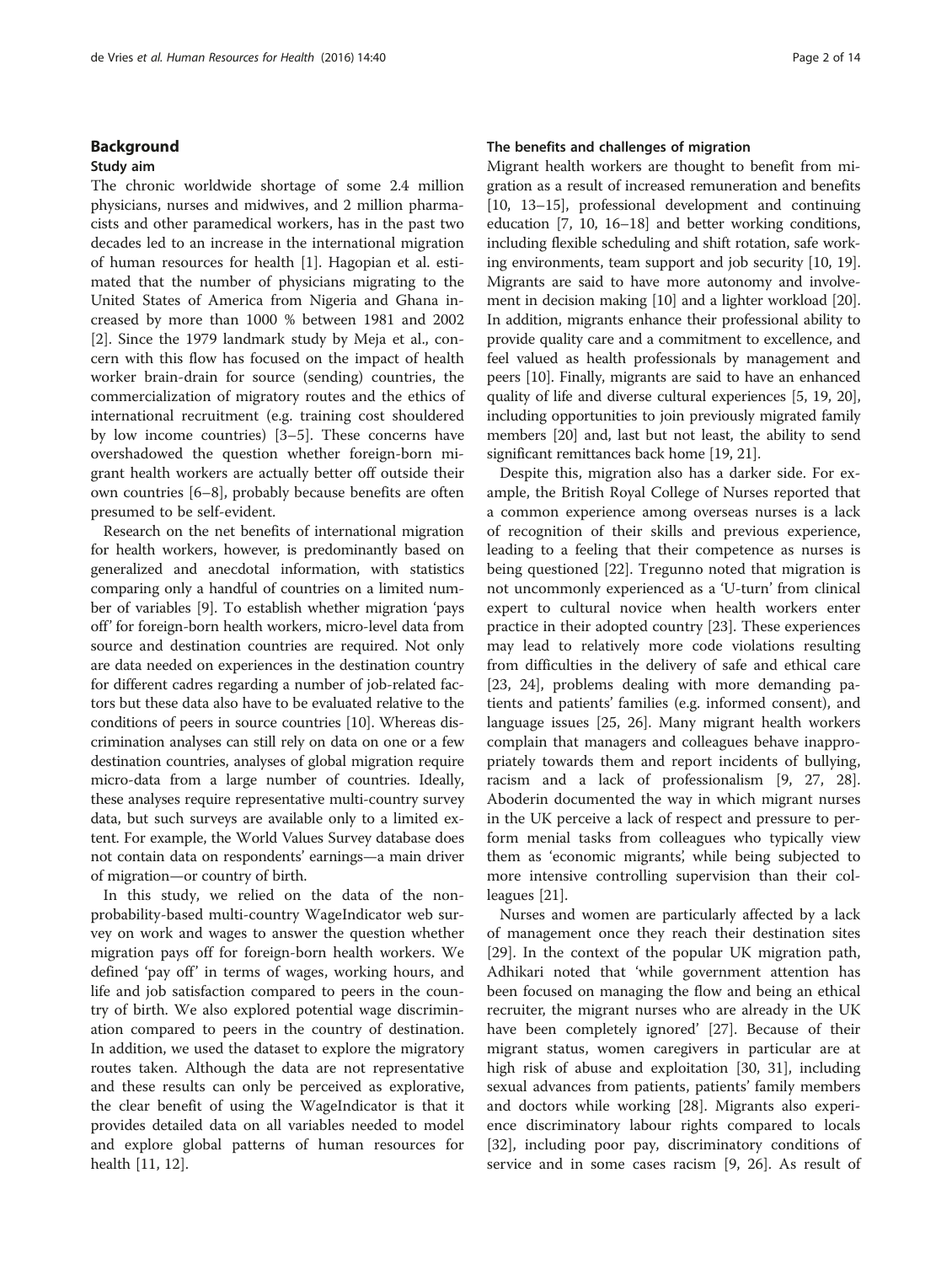## Background

### Study aim

The chronic worldwide shortage of some 2.4 million physicians, nurses and midwives, and 2 million pharmacists and other paramedical workers, has in the past two decades led to an increase in the international migration of human resources for health [1]. Hagopian et al. estimated that the number of physicians migrating to the United States of America from Nigeria and Ghana increased by more than 1000 % between 1981 and 2002 [2]. Since the 1979 landmark study by Meja et al., concern with this flow has focused on the impact of health worker brain-drain for source (sending) countries, the commercialization of migratory routes and the ethics of international recruitment (e.g. training cost shouldered by low income countries) [3–5]. These concerns have overshadowed the question whether foreign-born migrant health workers are actually better off outside their own countries [6–8], probably because benefits are often presumed to be self-evident.

Research on the net benefits of international migration for health workers, however, is predominantly based on generalized and anecdotal information, with statistics comparing only a handful of countries on a limited number of variables [9]. To establish whether migration 'pays off' for foreign-born health workers, micro-level data from source and destination countries are required. Not only are data needed on experiences in the destination country for different cadres regarding a number of job-related factors but these data also have to be evaluated relative to the conditions of peers in source countries [10]. Whereas discrimination analyses can still rely on data on one or a few destination countries, analyses of global migration require micro-data from a large number of countries. Ideally, these analyses require representative multi-country survey data, but such surveys are available only to a limited extent. For example, the World Values Survey database does not contain data on respondents' earnings—a main driver of migration—or country of birth.

In this study, we relied on the data of the non-probability-based multi-country WageIndicator web survey on work and wages to answer the question whether migration pays off for foreign-born health workers. We defined 'pay off' in terms of wages, working hours, and life and job satisfaction compared to peers in the country of birth. We also explored potential wage discrimination compared to peers in the country of destination. In addition, we used the dataset to explore the migratory routes taken. Although the data are not representative and these results can only be perceived as explorative, the clear benefit of using the WageIndicator is that it provides detailed data on all variables needed to model and explore global patterns of human resources for health [11, 12].

### The benefits and challenges of migration

Migrant health workers are thought to benefit from migration as a result of increased remuneration and benefits [10, 13–15], professional development and continuing education [7, 10, 16–18] and better working conditions, including flexible scheduling and shift rotation, safe working environments, team support and job security [10, 19]. Migrants are said to have more autonomy and involvement in decision making [10] and a lighter workload [20]. In addition, migrants enhance their professional ability to provide quality care and a commitment to excellence, and feel valued as health professionals by management and peers [10]. Finally, migrants are said to have an enhanced quality of life and diverse cultural experiences [5, 19, 20], including opportunities to join previously migrated family members [20] and, last but not least, the ability to send significant remittances back home [19, 21].

Despite this, migration also has a darker side. For example, the British Royal College of Nurses reported that a common experience among overseas nurses is a lack of recognition of their skills and previous experience, leading to a feeling that their competence as nurses is being questioned [22]. Tregunno noted that migration is not uncommonly experienced as a 'U-turn' from clinical expert to cultural novice when health workers enter practice in their adopted country [23]. These experiences may lead to relatively more code violations resulting from difficulties in the delivery of safe and ethical care [23, 24], problems dealing with more demanding patients and patients' families (e.g. informed consent), and language issues [25, 26]. Many migrant health workers complain that managers and colleagues behave inappropriately towards them and report incidents of bullying, racism and a lack of professionalism [9, 27, 28]. Aboderin documented the way in which migrant nurses in the UK perceive a lack of respect and pressure to perform menial tasks from colleagues who typically view them as 'economic migrants', while being subjected to more intensive controlling supervision than their colleagues [21].

Nurses and women are particularly affected by a lack of management once they reach their destination sites [29]. In the context of the popular UK migration path, Adhikari noted that 'while government attention has been focused on managing the flow and being an ethical recruiter, the migrant nurses who are already in the UK have been completely ignored' [27]. Because of their migrant status, women caregivers in particular are at high risk of abuse and exploitation [30, 31], including sexual advances from patients, patients' family members and doctors while working [28]. Migrants also experience discriminatory labour rights compared to locals [32], including poor pay, discriminatory conditions of service and in some cases racism [9, 26]. As result of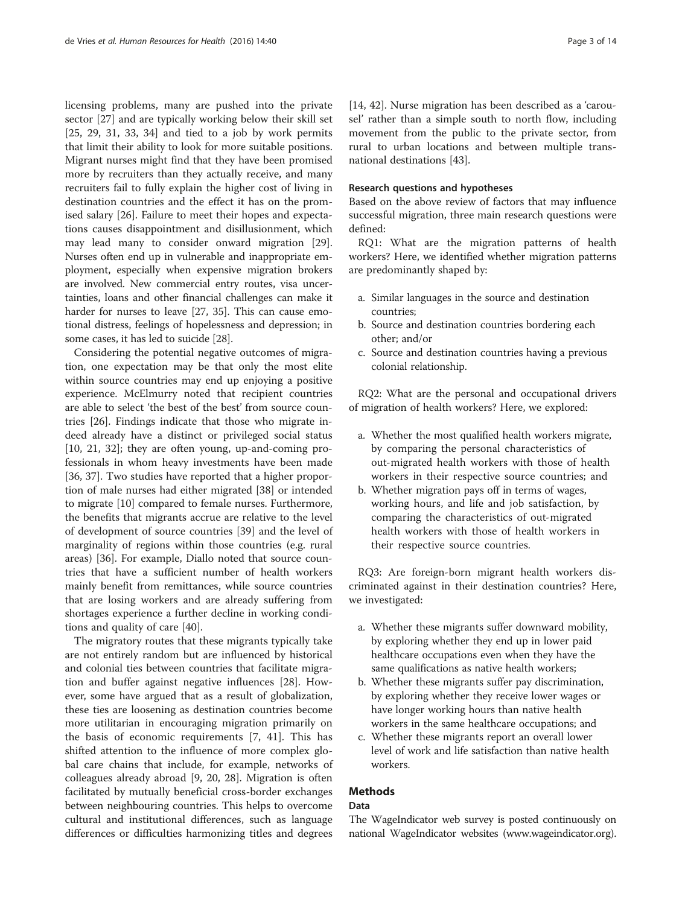licensing problems, many are pushed into the private sector [27] and are typically working below their skill set [25, 29, 31, 33, 34] and tied to a job by work permits that limit their ability to look for more suitable positions. Migrant nurses might find that they have been promised more by recruiters than they actually receive, and many recruiters fail to fully explain the higher cost of living in destination countries and the effect it has on the promised salary [26]. Failure to meet their hopes and expectations causes disappointment and disillusionment, which may lead many to consider onward migration [29]. Nurses often end up in vulnerable and inappropriate employment, especially when expensive migration brokers are involved. New commercial entry routes, visa uncertainties, loans and other financial challenges can make it harder for nurses to leave [27, 35]. This can cause emotional distress, feelings of hopelessness and depression; in some cases, it has led to suicide [28].

Considering the potential negative outcomes of migration, one expectation may be that only the most elite within source countries may end up enjoying a positive experience. McElmurry noted that recipient countries are able to select 'the best of the best' from source countries [26]. Findings indicate that those who migrate indeed already have a distinct or privileged social status [10, 21, 32]; they are often young, up-and-coming professionals in whom heavy investments have been made [36, 37]. Two studies have reported that a higher proportion of male nurses had either migrated [38] or intended to migrate [10] compared to female nurses. Furthermore, the benefits that migrants accrue are relative to the level of development of source countries [39] and the level of marginality of regions within those countries (e.g. rural areas) [36]. For example, Diallo noted that source countries that have a sufficient number of health workers mainly benefit from remittances, while source countries that are losing workers and are already suffering from shortages experience a further decline in working conditions and quality of care [40].

The migratory routes that these migrants typically take are not entirely random but are influenced by historical and colonial ties between countries that facilitate migration and buffer against negative influences [28]. However, some have argued that as a result of globalization, these ties are loosening as destination countries become more utilitarian in encouraging migration primarily on the basis of economic requirements [7, 41]. This has shifted attention to the influence of more complex global care chains that include, for example, networks of colleagues already abroad [9, 20, 28]. Migration is often facilitated by mutually beneficial cross-border exchanges between neighbouring countries. This helps to overcome cultural and institutional differences, such as language differences or difficulties harmonizing titles and degrees [14, 42]. Nurse migration has been described as a 'carousel' rather than a simple south to north flow, including movement from the public to the private sector, from rural to urban locations and between multiple transnational destinations [43].

#### Research questions and hypotheses

Based on the above review of factors that may influence successful migration, three main research questions were defined:

RQ1: What are the migration patterns of health workers? Here, we identified whether migration patterns are predominantly shaped by:

a. Similar languages in the source and destination countries;
b. Source and destination countries bordering each other; and/or
c. Source and destination countries having a previous colonial relationship.

RQ2: What are the personal and occupational drivers of migration of health workers? Here, we explored:

a. Whether the most qualified health workers migrate, by comparing the personal characteristics of out-migrated health workers with those of health workers in their respective source countries; and
b. Whether migration pays off in terms of wages, working hours, and life and job satisfaction, by comparing the characteristics of out-migrated health workers with those of health workers in their respective source countries.

RQ3: Are foreign-born migrant health workers discriminated against in their destination countries? Here, we investigated:

a. Whether these migrants suffer downward mobility, by exploring whether they end up in lower paid healthcare occupations even when they have the same qualifications as native health workers;
b. Whether these migrants suffer pay discrimination, by exploring whether they receive lower wages or have longer working hours than native health workers in the same healthcare occupations; and
c. Whether these migrants report an overall lower level of work and life satisfaction than native health workers.

## Methods

### Data

The WageIndicator web survey is posted continuously on national WageIndicator websites (www.wageindicator.org).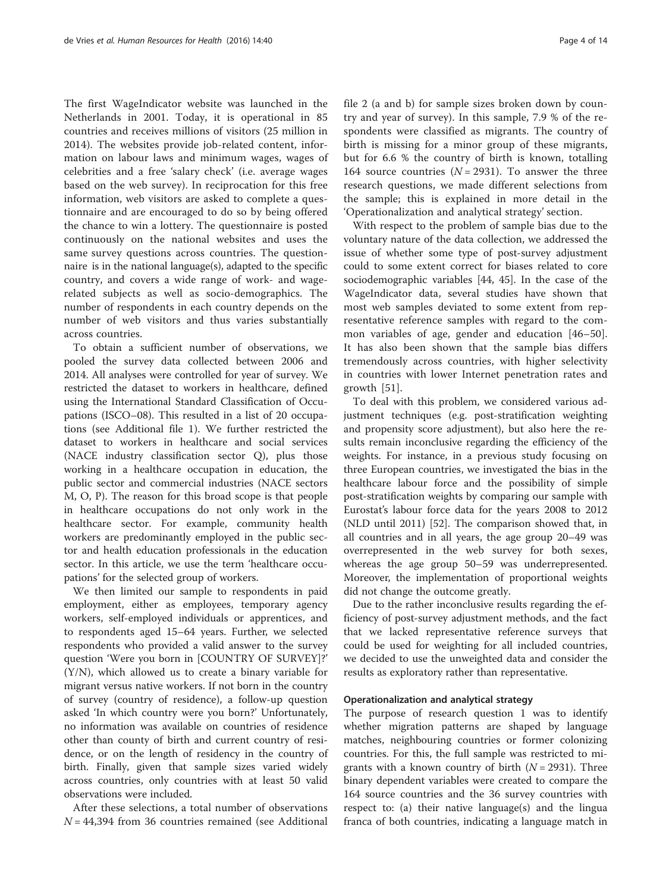The first WageIndicator website was launched in the Netherlands in 2001. Today, it is operational in 85 countries and receives millions of visitors (25 million in 2014). The websites provide job-related content, information on labour laws and minimum wages, wages of celebrities and a free 'salary check' (i.e. average wages based on the web survey). In reciprocation for this free information, web visitors are asked to complete a questionnaire and are encouraged to do so by being offered the chance to win a lottery. The questionnaire is posted continuously on the national websites and uses the same survey questions across countries. The questionnaire is in the national language(s), adapted to the specific country, and covers a wide range of work- and wage-related subjects as well as socio-demographics. The number of respondents in each country depends on the number of web visitors and thus varies substantially across countries.

To obtain a sufficient number of observations, we pooled the survey data collected between 2006 and 2014. All analyses were controlled for year of survey. We restricted the dataset to workers in healthcare, defined using the International Standard Classification of Occupations (ISCO–08). This resulted in a list of 20 occupations (see Additional file 1). We further restricted the dataset to workers in healthcare and social services (NACE industry classification sector Q), plus those working in a healthcare occupation in education, the public sector and commercial industries (NACE sectors M, O, P). The reason for this broad scope is that people in healthcare occupations do not only work in the healthcare sector. For example, community health workers are predominantly employed in the public sector and health education professionals in the education sector. In this article, we use the term 'healthcare occupations' for the selected group of workers.

We then limited our sample to respondents in paid employment, either as employees, temporary agency workers, self-employed individuals or apprentices, and to respondents aged 15–64 years. Further, we selected respondents who provided a valid answer to the survey question 'Were you born in [COUNTRY OF SURVEY]?' (Y/N), which allowed us to create a binary variable for migrant versus native workers. If not born in the country of survey (country of residence), a follow-up question asked 'In which country were you born?' Unfortunately, no information was available on countries of residence other than county of birth and current country of residence, or on the length of residency in the country of birth. Finally, given that sample sizes varied widely across countries, only countries with at least 50 valid observations were included.

After these selections, a total number of observations $N = 44{,}394$ from 36 countries remained (see Additional file 2 (a and b) for sample sizes broken down by country and year of survey). In this sample, 7.9 % of the respondents were classified as migrants. The country of birth is missing for a minor group of these migrants, but for 6.6 % the country of birth is known, totalling 164 source countries ($N = 2931$). To answer the three research questions, we made different selections from the sample; this is explained in more detail in the 'Operationalization and analytical strategy' section.

With respect to the problem of sample bias due to the voluntary nature of the data collection, we addressed the issue of whether some type of post-survey adjustment could to some extent correct for biases related to core sociodemographic variables [44, 45]. In the case of the WageIndicator data, several studies have shown that most web samples deviated to some extent from representative reference samples with regard to the common variables of age, gender and education [46–50]. It has also been shown that the sample bias differs tremendously across countries, with higher selectivity in countries with lower Internet penetration rates and growth [51].

To deal with this problem, we considered various adjustment techniques (e.g. post-stratification weighting and propensity score adjustment), but also here the results remain inconclusive regarding the efficiency of the weights. For instance, in a previous study focusing on three European countries, we investigated the bias in the healthcare labour force and the possibility of simple post-stratification weights by comparing our sample with Eurostat's labour force data for the years 2008 to 2012 (NLD until 2011) [52]. The comparison showed that, in all countries and in all years, the age group 20–49 was overrepresented in the web survey for both sexes, whereas the age group 50–59 was underrepresented. Moreover, the implementation of proportional weights did not change the outcome greatly.

Due to the rather inconclusive results regarding the efficiency of post-survey adjustment methods, and the fact that we lacked representative reference surveys that could be used for weighting for all included countries, we decided to use the unweighted data and consider the results as exploratory rather than representative.

### Operationalization and analytical strategy

The purpose of research question 1 was to identify whether migration patterns are shaped by language matches, neighbouring countries or former colonizing countries. For this, the full sample was restricted to migrants with a known country of birth ($N = 2931$). Three binary dependent variables were created to compare the 164 source countries and the 36 survey countries with respect to: (a) their native language(s) and the lingua franca of both countries, indicating a language match in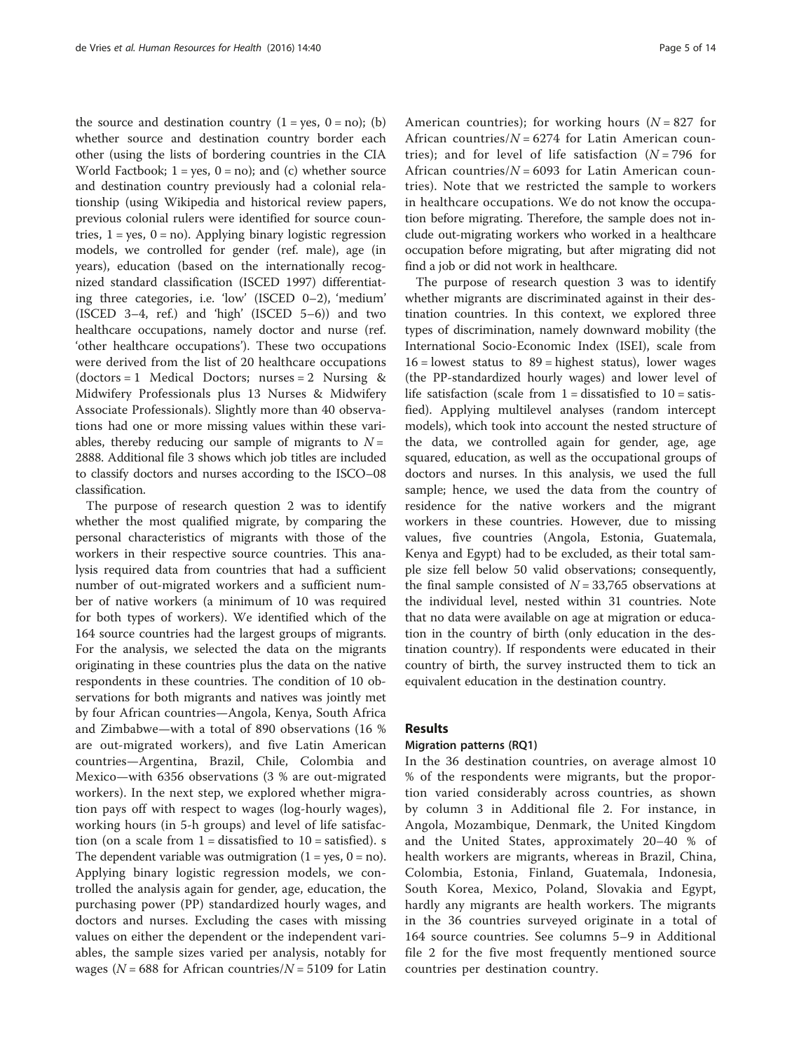the source and destination country (1 = yes, 0 = no); (b) whether source and destination country border each other (using the lists of bordering countries in the CIA World Factbook; 1 = yes, 0 = no); and (c) whether source and destination country previously had a colonial relationship (using Wikipedia and historical review papers, previous colonial rulers were identified for source countries, 1 = yes, 0 = no). Applying binary logistic regression models, we controlled for gender (ref. male), age (in years), education (based on the internationally recognized standard classification (ISCED 1997) differentiating three categories, i.e. 'low' (ISCED 0–2), 'medium' (ISCED 3–4, ref.) and 'high' (ISCED 5–6)) and two healthcare occupations, namely doctor and nurse (ref. 'other healthcare occupations'). These two occupations were derived from the list of 20 healthcare occupations (doctors = 1 Medical Doctors; nurses = 2 Nursing & Midwifery Professionals plus 13 Nurses & Midwifery Associate Professionals). Slightly more than 40 observations had one or more missing values within these variables, thereby reducing our sample of migrants to $N = 2888$. Additional file 3 shows which job titles are included to classify doctors and nurses according to the ISCO–08 classification.

The purpose of research question 2 was to identify whether the most qualified migrate, by comparing the personal characteristics of migrants with those of the workers in their respective source countries. This analysis required data from countries that had a sufficient number of out-migrated workers and a sufficient number of native workers (a minimum of 10 was required for both types of workers). We identified which of the 164 source countries had the largest groups of migrants. For the analysis, we selected the data on the migrants originating in these countries plus the data on the native respondents in these countries. The condition of 10 observations for both migrants and natives was jointly met by four African countries—Angola, Kenya, South Africa and Zimbabwe—with a total of 890 observations (16 % are out-migrated workers), and five Latin American countries—Argentina, Brazil, Chile, Colombia and Mexico—with 6356 observations (3 % are out-migrated workers). In the next step, we explored whether migration pays off with respect to wages (log-hourly wages), working hours (in 5-h groups) and level of life satisfaction (on a scale from 1 = dissatisfied to 10 = satisfied). s The dependent variable was outmigration (1 = yes, 0 = no). Applying binary logistic regression models, we controlled the analysis again for gender, age, education, the purchasing power (PP) standardized hourly wages, and doctors and nurses. Excluding the cases with missing values on either the dependent or the independent variables, the sample sizes varied per analysis, notably for wages ($N = 688$ for African countries/$N = 5109$ for Latin American countries); for working hours ($N = 827$ for African countries/$N = 6274$ for Latin American countries); and for level of life satisfaction ($N = 796$ for African countries/$N = 6093$ for Latin American countries). Note that we restricted the sample to workers in healthcare occupations. We do not know the occupation before migrating. Therefore, the sample does not include out-migrating workers who worked in a healthcare occupation before migrating, but after migrating did not find a job or did not work in healthcare.

The purpose of research question 3 was to identify whether migrants are discriminated against in their destination countries. In this context, we explored three types of discrimination, namely downward mobility (the International Socio-Economic Index (ISEI), scale from 16 = lowest status to 89 = highest status), lower wages (the PP-standardized hourly wages) and lower level of life satisfaction (scale from 1 = dissatisfied to 10 = satisfied). Applying multilevel analyses (random intercept models), which took into account the nested structure of the data, we controlled again for gender, age, age squared, education, as well as the occupational groups of doctors and nurses. In this analysis, we used the full sample; hence, we used the data from the country of residence for the native workers and the migrant workers in these countries. However, due to missing values, five countries (Angola, Estonia, Guatemala, Kenya and Egypt) had to be excluded, as their total sample size fell below 50 valid observations; consequently, the final sample consisted of $N = 33{,}765$ observations at the individual level, nested within 31 countries. Note that no data were available on age at migration or education in the country of birth (only education in the destination country). If respondents were educated in their country of birth, the survey instructed them to tick an equivalent education in the destination country.

## Results

### Migration patterns (RQ1)

In the 36 destination countries, on average almost 10 % of the respondents were migrants, but the proportion varied considerably across countries, as shown by column 3 in Additional file 2. For instance, in Angola, Mozambique, Denmark, the United Kingdom and the United States, approximately 20–40 % of health workers are migrants, whereas in Brazil, China, Colombia, Estonia, Finland, Guatemala, Indonesia, South Korea, Mexico, Poland, Slovakia and Egypt, hardly any migrants are health workers. The migrants in the 36 countries surveyed originate in a total of 164 source countries. See columns 5–9 in Additional file 2 for the five most frequently mentioned source countries per destination country.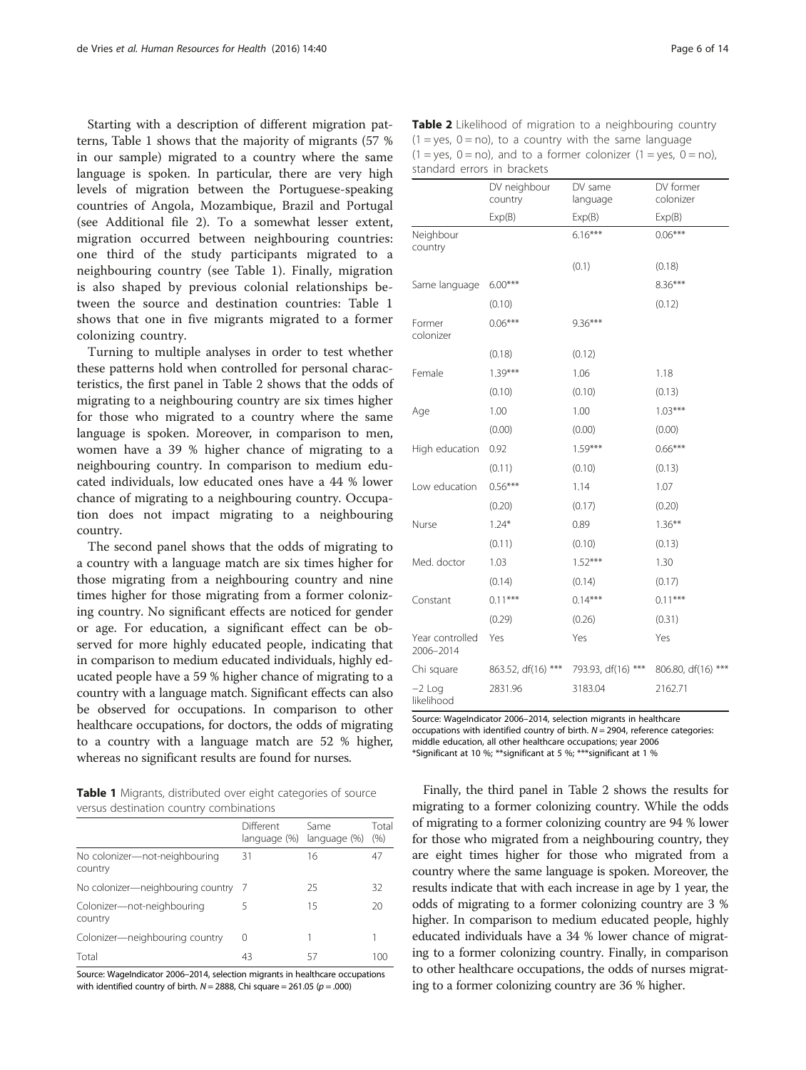Starting with a description of different migration patterns, Table 1 shows that the majority of migrants (57 % in our sample) migrated to a country where the same language is spoken. In particular, there are very high levels of migration between the Portuguese-speaking countries of Angola, Mozambique, Brazil and Portugal (see Additional file 2). To a somewhat lesser extent, migration occurred between neighbouring countries: one third of the study participants migrated to a neighbouring country (see Table 1). Finally, migration is also shaped by previous colonial relationships between the source and destination countries: Table 1 shows that one in five migrants migrated to a former colonizing country.

Turning to multiple analyses in order to test whether these patterns hold when controlled for personal characteristics, the first panel in Table 2 shows that the odds of migrating to a neighbouring country are six times higher for those who migrated to a country where the same language is spoken. Moreover, in comparison to men, women have a 39 % higher chance of migrating to a neighbouring country. In comparison to medium educated individuals, low educated ones have a 44 % lower chance of migrating to a neighbouring country. Occupation does not impact migrating to a neighbouring country.

The second panel shows that the odds of migrating to a country with a language match are six times higher for those migrating from a neighbouring country and nine times higher for those migrating from a former colonizing country. No significant effects are noticed for gender or age. For education, a significant effect can be observed for more highly educated people, indicating that in comparison to medium educated individuals, highly educated people have a 59 % higher chance of migrating to a country with a language match. Significant effects can also be observed for occupations. In comparison to other healthcare occupations, for doctors, the odds of migrating to a country with a language match are 52 % higher, whereas no significant results are found for nurses.

**Table 1** Migrants, distributed over eight categories of source versus destination country combinations

| | Different language (%) | Same language (%) | Total (%) |
|---|---|---|---|
| No colonizer—not-neighbouring country | 31 | 16 | 47 |
| No colonizer—neighbouring country | 7 | 25 | 32 |
| Colonizer—not-neighbouring country | 5 | 15 | 20 |
| Colonizer—neighbouring country | 0 | 1 | 1 |
| Total | 43 | 57 | 100 |

Source: WageIndicator 2006–2014, selection migrants in healthcare occupations with identified country of birth. $N = 2888$, Chi square = 261.05 ($p = .000$)

**Table 2** Likelihood of migration to a neighbouring country (1 = yes, 0 = no), to a country with the same language (1 = yes, 0 = no), and to a former colonizer (1 = yes, 0 = no), standard errors in brackets

| | DV neighbour country | DV same language | DV former colonizer |
|---|---|---|---|
| | Exp(B) | Exp(B) | Exp(B) |
| Neighbour country | | 6.16*** | 0.06*** |
| | | (0.1) | (0.18) |
| Same language | 6.00*** | | 8.36*** |
| | (0.10) | | (0.12) |
| Former colonizer | 0.06*** | 9.36*** | |
| | (0.18) | (0.12) | |
| Female | 1.39*** | 1.06 | 1.18 |
| | (0.10) | (0.10) | (0.13) |
| Age | 1.00 | 1.00 | 1.03*** |
| | (0.00) | (0.00) | (0.00) |
| High education | 0.92 | 1.59*** | 0.66*** |
| | (0.11) | (0.10) | (0.13) |
| Low education | 0.56*** | 1.14 | 1.07 |
| | (0.20) | (0.17) | (0.20) |
| Nurse | 1.24* | 0.89 | 1.36** |
| | (0.11) | (0.10) | (0.13) |
| Med. doctor | 1.03 | 1.52*** | 1.30 |
| | (0.14) | (0.14) | (0.17) |
| Constant | 0.11*** | 0.14*** | 0.11*** |
| | (0.29) | (0.26) | (0.31) |
| Year controlled 2006–2014 | Yes | Yes | Yes |
| Chi square | 863.52, df(16) *** | 793.93, df(16) *** | 806.80, df(16) *** |
| −2 Log likelihood | 2831.96 | 3183.04 | 2162.71 |

Source: WageIndicator 2006–2014, selection migrants in healthcare occupations with identified country of birth. $N = 2904$, reference categories: middle education, all other healthcare occupations; year 2006
*Significant at 10 %; **significant at 5 %; ***significant at 1 %

Finally, the third panel in Table 2 shows the results for migrating to a former colonizing country. While the odds of migrating to a former colonizing country are 94 % lower for those who migrated from a neighbouring country, they are eight times higher for those who migrated from a country where the same language is spoken. Moreover, the results indicate that with each increase in age by 1 year, the odds of migrating to a former colonizing country are 3 % higher. In comparison to medium educated people, highly educated individuals have a 34 % lower chance of migrating to a former colonizing country. Finally, in comparison to other healthcare occupations, the odds of nurses migrating to a former colonizing country are 36 % higher.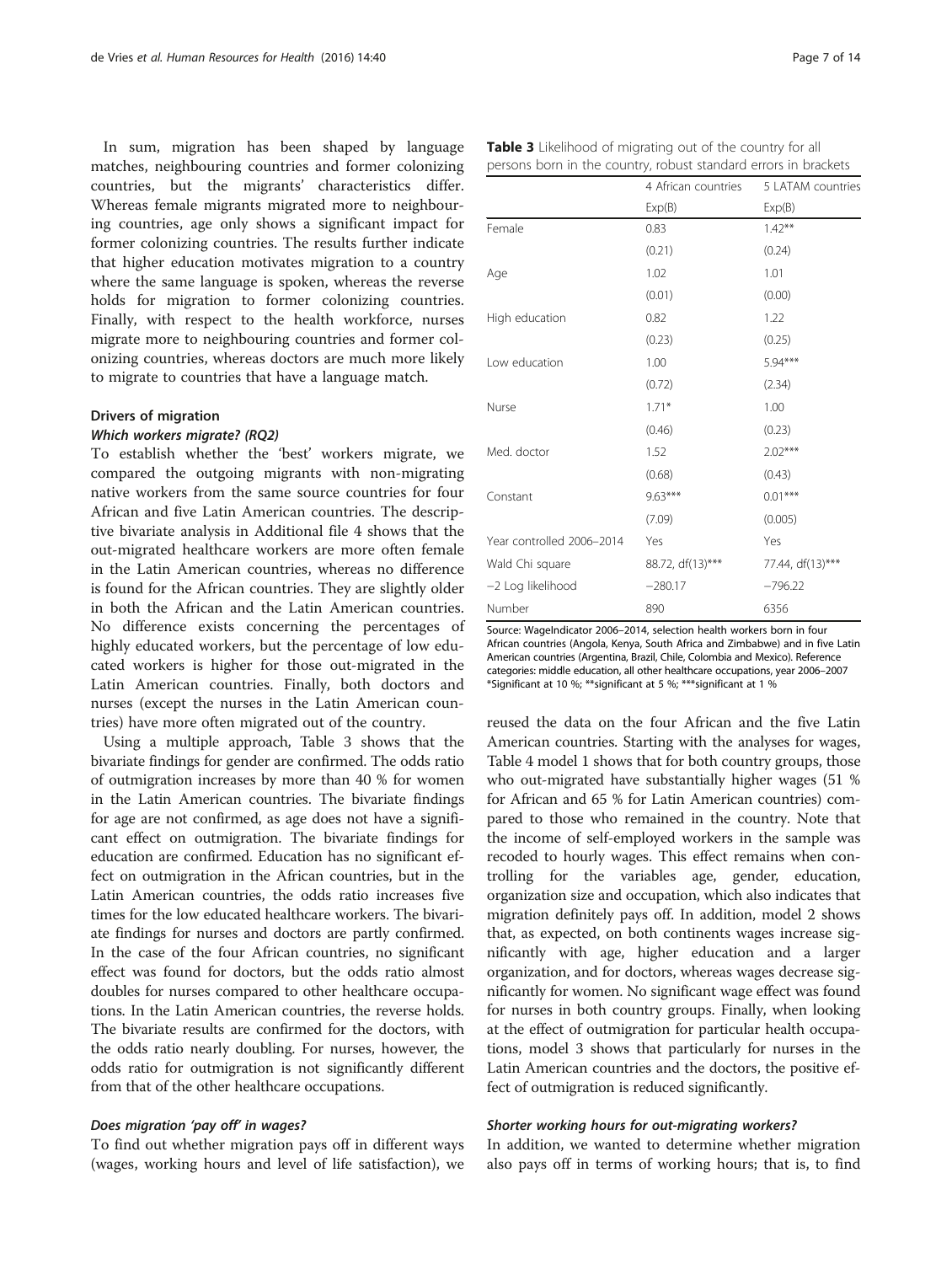In sum, migration has been shaped by language matches, neighbouring countries and former colonizing countries, but the migrants' characteristics differ. Whereas female migrants migrated more to neighbouring countries, age only shows a significant impact for former colonizing countries. The results further indicate that higher education motivates migration to a country where the same language is spoken, whereas the reverse holds for migration to former colonizing countries. Finally, with respect to the health workforce, nurses migrate more to neighbouring countries and former colonizing countries, whereas doctors are much more likely to migrate to countries that have a language match.

### Drivers of migration

#### *Which workers migrate? (RQ2)*

To establish whether the 'best' workers migrate, we compared the outgoing migrants with non-migrating native workers from the same source countries for four African and five Latin American countries. The descriptive bivariate analysis in Additional file 4 shows that the out-migrated healthcare workers are more often female in the Latin American countries, whereas no difference is found for the African countries. They are slightly older in both the African and the Latin American countries. No difference exists concerning the percentages of highly educated workers, but the percentage of low educated workers is higher for those out-migrated in the Latin American countries. Finally, both doctors and nurses (except the nurses in the Latin American countries) have more often migrated out of the country.

Using a multiple approach, Table 3 shows that the bivariate findings for gender are confirmed. The odds ratio of outmigration increases by more than 40 % for women in the Latin American countries. The bivariate findings for age are not confirmed, as age does not have a significant effect on outmigration. The bivariate findings for education are confirmed. Education has no significant effect on outmigration in the African countries, but in the Latin American countries, the odds ratio increases five times for the low educated healthcare workers. The bivariate findings for nurses and doctors are partly confirmed. In the case of the four African countries, no significant effect was found for doctors, but the odds ratio almost doubles for nurses compared to other healthcare occupations. In the Latin American countries, the reverse holds. The bivariate results are confirmed for the doctors, with the odds ratio nearly doubling. For nurses, however, the odds ratio for outmigration is not significantly different from that of the other healthcare occupations.

**Table 3** Likelihood of migrating out of the country for all persons born in the country, robust standard errors in brackets

| | 4 African countries | 5 LATAM countries |
|---|---|---|
| | Exp(B) | Exp(B) |
| Female | 0.83 | 1.42** |
| | (0.21) | (0.24) |
| Age | 1.02 | 1.01 |
| | (0.01) | (0.00) |
| High education | 0.82 | 1.22 |
| | (0.23) | (0.25) |
| Low education | 1.00 | 5.94*** |
| | (0.72) | (2.34) |
| Nurse | 1.71* | 1.00 |
| | (0.46) | (0.23) |
| Med. doctor | 1.52 | 2.02*** |
| | (0.68) | (0.43) |
| Constant | 9.63*** | 0.01*** |
| | (7.09) | (0.005) |
| Year controlled 2006–2014 | Yes | Yes |
| Wald Chi square | 88.72, df(13)*** | 77.44, df(13)*** |
| −2 Log likelihood | −280.17 | −796.22 |
| Number | 890 | 6356 |

Source: WageIndicator 2006–2014, selection health workers born in four African countries (Angola, Kenya, South Africa and Zimbabwe) and in five Latin American countries (Argentina, Brazil, Chile, Colombia and Mexico). Reference categories: middle education, all other healthcare occupations, year 2006–2007
*Significant at 10 %; **significant at 5 %; ***significant at 1 %

#### *Does migration 'pay off' in wages?*

To find out whether migration pays off in different ways (wages, working hours and level of life satisfaction), we reused the data on the four African and the five Latin American countries. Starting with the analyses for wages, Table 4 model 1 shows that for both country groups, those who out-migrated have substantially higher wages (51 % for African and 65 % for Latin American countries) compared to those who remained in the country. Note that the income of self-employed workers in the sample was recoded to hourly wages. This effect remains when controlling for the variables age, gender, education, organization size and occupation, which also indicates that migration definitely pays off. In addition, model 2 shows that, as expected, on both continents wages increase significantly with age, higher education and a larger organization, and for doctors, whereas wages decrease significantly for women. No significant wage effect was found for nurses in both country groups. Finally, when looking at the effect of outmigration for particular health occupations, model 3 shows that particularly for nurses in the Latin American countries and the doctors, the positive effect of outmigration is reduced significantly.

#### *Shorter working hours for out-migrating workers?*

In addition, we wanted to determine whether migration also pays off in terms of working hours; that is, to find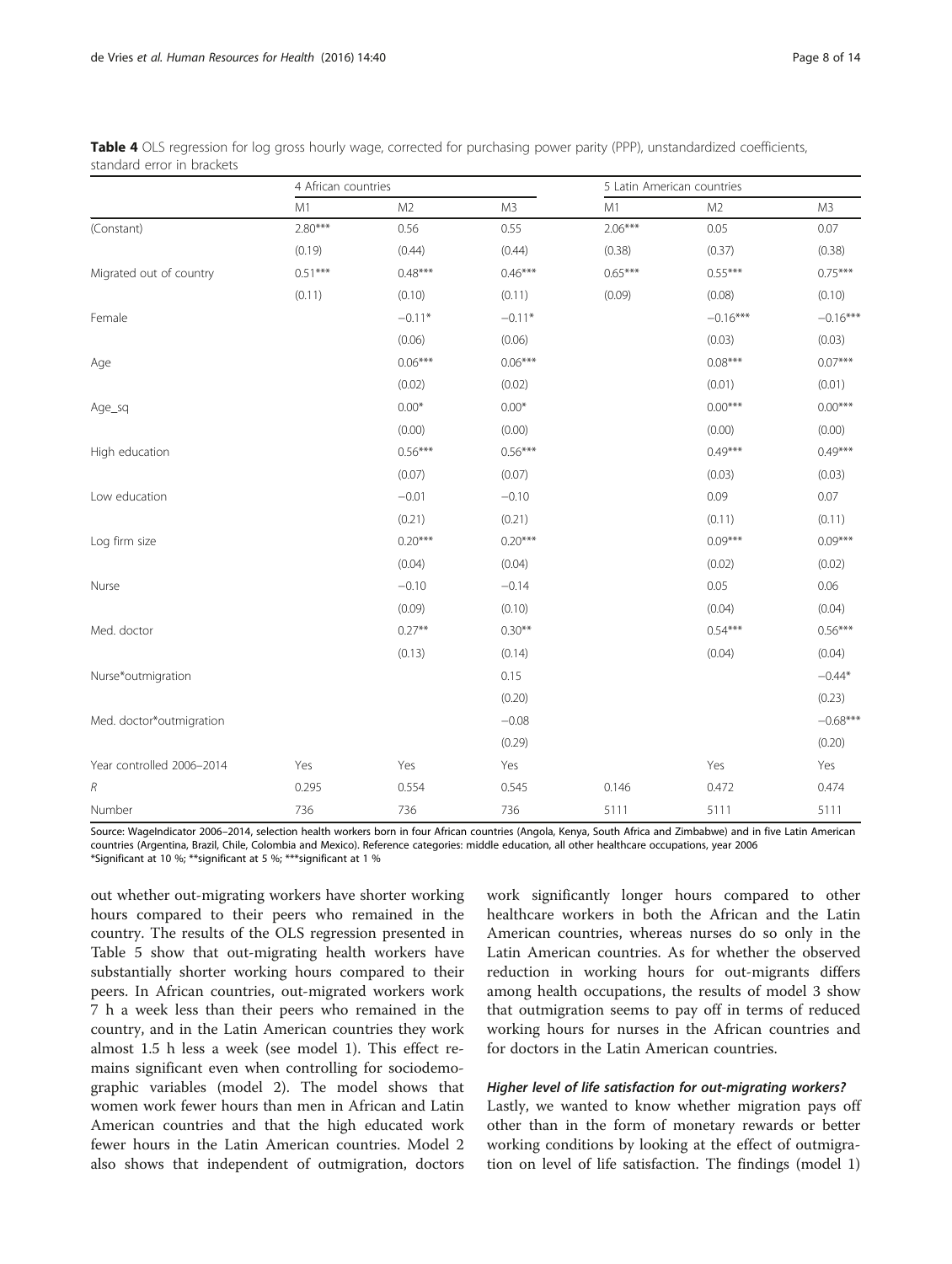**Table 4** OLS regression for log gross hourly wage, corrected for purchasing power parity (PPP), unstandardized coefficients, standard error in brackets

| | 4 African countries | | | 5 Latin American countries | | |
|---|---|---|---|---|---|---|
| | M1 | M2 | M3 | M1 | M2 | M3 |
| (Constant) | 2.80*** | 0.56 | 0.55 | 2.06*** | 0.05 | 0.07 |
| | (0.19) | (0.44) | (0.44) | (0.38) | (0.37) | (0.38) |
| Migrated out of country | 0.51*** | 0.48*** | 0.46*** | 0.65*** | 0.55*** | 0.75*** |
| | (0.11) | (0.10) | (0.11) | (0.09) | (0.08) | (0.10) |
| Female | | −0.11* | −0.11* | | −0.16*** | −0.16*** |
| | | (0.06) | (0.06) | | (0.03) | (0.03) |
| Age | | 0.06*** | 0.06*** | | 0.08*** | 0.07*** |
| | | (0.02) | (0.02) | | (0.01) | (0.01) |
| Age_sq | | 0.00* | 0.00* | | 0.00*** | 0.00*** |
| | | (0.00) | (0.00) | | (0.00) | (0.00) |
| High education | | 0.56*** | 0.56*** | | 0.49*** | 0.49*** |
| | | (0.07) | (0.07) | | (0.03) | (0.03) |
| Low education | | −0.01 | −0.10 | | 0.09 | 0.07 |
| | | (0.21) | (0.21) | | (0.11) | (0.11) |
| Log firm size | | 0.20*** | 0.20*** | | 0.09*** | 0.09*** |
| | | (0.04) | (0.04) | | (0.02) | (0.02) |
| Nurse | | −0.10 | −0.14 | | 0.05 | 0.06 |
| | | (0.09) | (0.10) | | (0.04) | (0.04) |
| Med. doctor | | 0.27** | 0.30** | | 0.54*** | 0.56*** |
| | | (0.13) | (0.14) | | (0.04) | (0.04) |
| Nurse*outmigration | | | 0.15 | | | −0.44* |
| | | | (0.20) | | | (0.23) |
| Med. doctor*outmigration | | | −0.08 | | | −0.68*** |
| | | | (0.29) | | | (0.20) |
| Year controlled 2006–2014 | Yes | Yes | Yes | | Yes | Yes |
| $R$ | 0.295 | 0.554 | 0.545 | 0.146 | 0.472 | 0.474 |
| Number | 736 | 736 | 736 | 5111 | 5111 | 5111 |

Source: WageIndicator 2006–2014, selection health workers born in four African countries (Angola, Kenya, South Africa and Zimbabwe) and in five Latin American countries (Argentina, Brazil, Chile, Colombia and Mexico). Reference categories: middle education, all other healthcare occupations, year 2006
*Significant at 10 %; **significant at 5 %; ***significant at 1 %

out whether out-migrating workers have shorter working hours compared to their peers who remained in the country. The results of the OLS regression presented in Table 5 show that out-migrating health workers have substantially shorter working hours compared to their peers. In African countries, out-migrated workers work 7 h a week less than their peers who remained in the country, and in the Latin American countries they work almost 1.5 h less a week (see model 1). This effect remains significant even when controlling for sociodemographic variables (model 2). The model shows that women work fewer hours than men in African and Latin American countries and that the high educated work fewer hours in the Latin American countries. Model 2 also shows that independent of outmigration, doctors work significantly longer hours compared to other healthcare workers in both the African and the Latin American countries, whereas nurses do so only in the Latin American countries. As for whether the observed reduction in working hours for out-migrants differs among health occupations, the results of model 3 show that outmigration seems to pay off in terms of reduced working hours for nurses in the African countries and for doctors in the Latin American countries.

#### *Higher level of life satisfaction for out-migrating workers?*

Lastly, we wanted to know whether migration pays off other than in the form of monetary rewards or better working conditions by looking at the effect of outmigration on level of life satisfaction. The findings (model 1)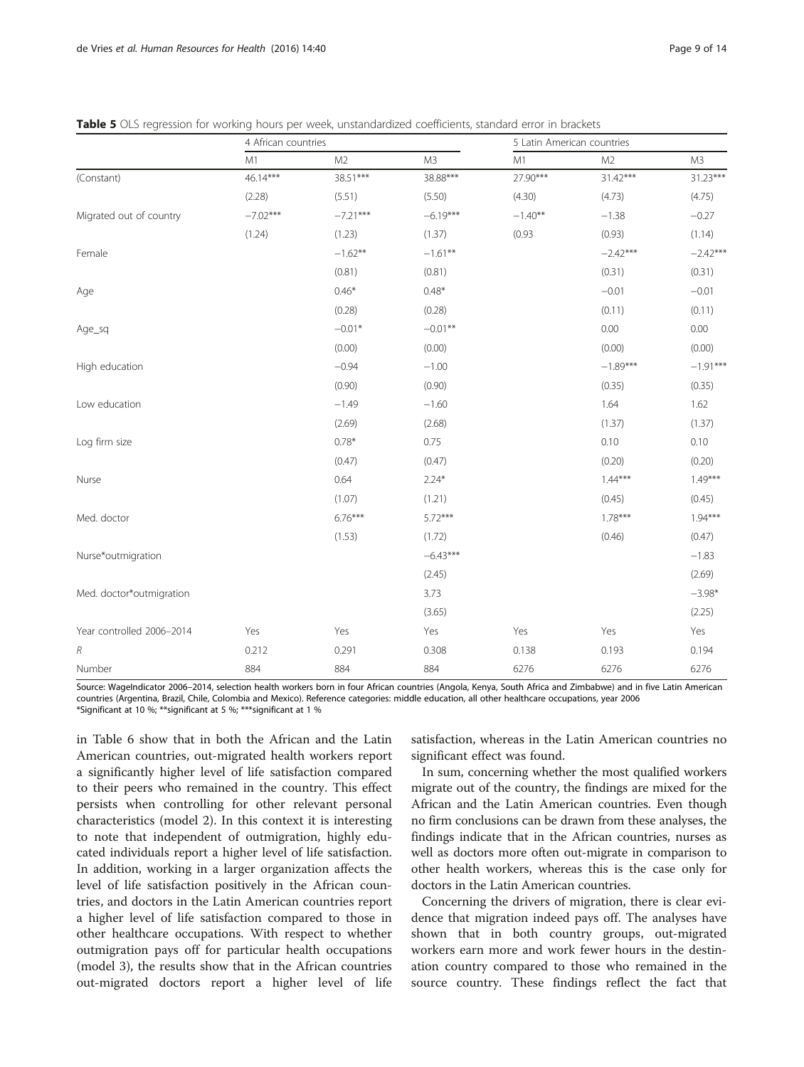**Table 5** OLS regression for working hours per week, unstandardized coefficients, standard error in brackets

| | 4 African countries | | | 5 Latin American countries | | |
|---|---|---|---|---|---|---|
| | M1 | M2 | M3 | M1 | M2 | M3 |
| (Constant) | 46.14*** | 38.51*** | 38.88*** | 27.90*** | 31.42*** | 31.23*** |
| | (2.28) | (5.51) | (5.50) | (4.30) | (4.73) | (4.75) |
| Migrated out of country | −7.02*** | −7.21*** | −6.19*** | −1.40** | −1.38 | −0.27 |
| | (1.24) | (1.23) | (1.37) | (0.93 | (0.93) | (1.14) |
| Female | | −1.62** | −1.61** | | −2.42*** | −2.42*** |
| | | (0.81) | (0.81) | | (0.31) | (0.31) |
| Age | | 0.46* | 0.48* | | −0.01 | −0.01 |
| | | (0.28) | (0.28) | | (0.11) | (0.11) |
| Age_sq | | −0.01* | −0.01** | | 0.00 | 0.00 |
| | | (0.00) | (0.00) | | (0.00) | (0.00) |
| High education | | −0.94 | −1.00 | | −1.89*** | −1.91*** |
| | | (0.90) | (0.90) | | (0.35) | (0.35) |
| Low education | | −1.49 | −1.60 | | 1.64 | 1.62 |
| | | (2.69) | (2.68) | | (1.37) | (1.37) |
| Log firm size | | 0.78* | 0.75 | | 0.10 | 0.10 |
| | | (0.47) | (0.47) | | (0.20) | (0.20) |
| Nurse | | 0.64 | 2.24* | | 1.44*** | 1.49*** |
| | | (1.07) | (1.21) | | (0.45) | (0.45) |
| Med. doctor | | 6.76*** | 5.72*** | | 1.78*** | 1.94*** |
| | | (1.53) | (1.72) | | (0.46) | (0.47) |
| Nurse*outmigration | | | −6.43*** | | | −1.83 |
| | | | (2.45) | | | (2.69) |
| Med. doctor*outmigration | | | 3.73 | | | −3.98* |
| | | | (3.65) | | | (2.25) |
| Year controlled 2006–2014 | Yes | Yes | Yes | Yes | Yes | Yes |
| *R* | 0.212 | 0.291 | 0.308 | 0.138 | 0.193 | 0.194 |
| Number | 884 | 884 | 884 | 6276 | 6276 | 6276 |

Source: WageIndicator 2006–2014, selection health workers born in four African countries (Angola, Kenya, South Africa and Zimbabwe) and in five Latin American countries (Argentina, Brazil, Chile, Colombia and Mexico). Reference categories: middle education, all other healthcare occupations, year 2006
*Significant at 10 %; **significant at 5 %; ***significant at 1 %

in Table 6 show that in both the African and the Latin American countries, out-migrated health workers report a significantly higher level of life satisfaction compared to their peers who remained in the country. This effect persists when controlling for other relevant personal characteristics (model 2). In this context it is interesting to note that independent of outmigration, highly educated individuals report a higher level of life satisfaction. In addition, working in a larger organization affects the level of life satisfaction positively in the African countries, and doctors in the Latin American countries report a higher level of life satisfaction compared to those in other healthcare occupations. With respect to whether outmigration pays off for particular health occupations (model 3), the results show that in the African countries out-migrated doctors report a higher level of life satisfaction, whereas in the Latin American countries no significant effect was found.

In sum, concerning whether the most qualified workers migrate out of the country, the findings are mixed for the African and the Latin American countries. Even though no firm conclusions can be drawn from these analyses, the findings indicate that in the African countries, nurses as well as doctors more often out-migrate in comparison to other health workers, whereas this is the case only for doctors in the Latin American countries.

Concerning the drivers of migration, there is clear evidence that migration indeed pays off. The analyses have shown that in both country groups, out-migrated workers earn more and work fewer hours in the destination country compared to those who remained in the source country. These findings reflect the fact that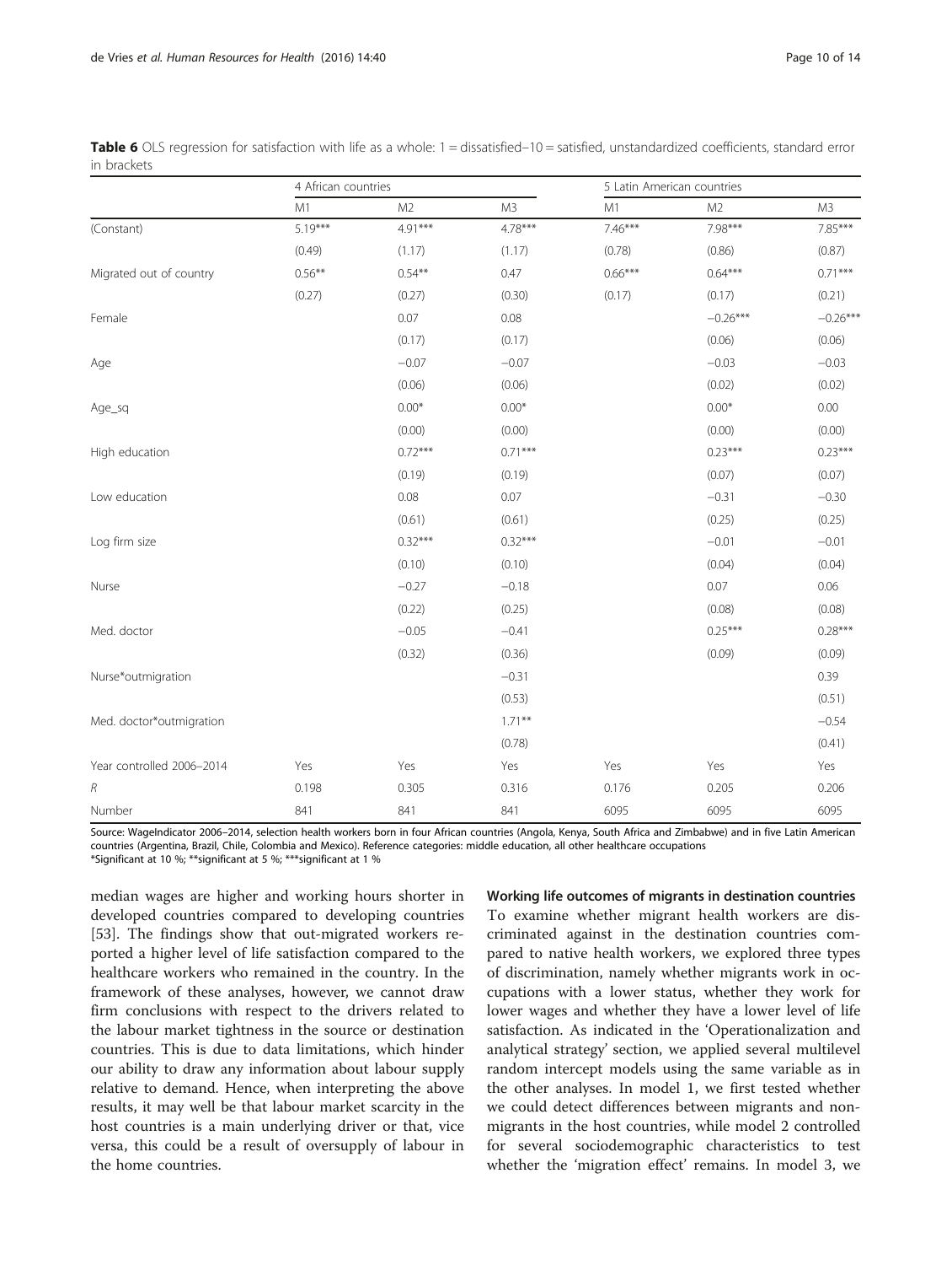**Table 6** OLS regression for satisfaction with life as a whole: 1 = dissatisfied–10 = satisfied, unstandardized coefficients, standard error in brackets

| | 4 African countries | | | 5 Latin American countries | | |
|---|---|---|---|---|---|---|
| | M1 | M2 | M3 | M1 | M2 | M3 |
| (Constant) | 5.19*** | 4.91*** | 4.78*** | 7.46*** | 7.98*** | 7.85*** |
| | (0.49) | (1.17) | (1.17) | (0.78) | (0.86) | (0.87) |
| Migrated out of country | 0.56** | 0.54** | 0.47 | 0.66*** | 0.64*** | 0.71*** |
| | (0.27) | (0.27) | (0.30) | (0.17) | (0.17) | (0.21) |
| Female | | 0.07 | 0.08 | | −0.26*** | −0.26*** |
| | | (0.17) | (0.17) | | (0.06) | (0.06) |
| Age | | −0.07 | −0.07 | | −0.03 | −0.03 |
| | | (0.06) | (0.06) | | (0.02) | (0.02) |
| Age_sq | | 0.00* | 0.00* | | 0.00* | 0.00 |
| | | (0.00) | (0.00) | | (0.00) | (0.00) |
| High education | | 0.72*** | 0.71*** | | 0.23*** | 0.23*** |
| | | (0.19) | (0.19) | | (0.07) | (0.07) |
| Low education | | 0.08 | 0.07 | | −0.31 | −0.30 |
| | | (0.61) | (0.61) | | (0.25) | (0.25) |
| Log firm size | | 0.32*** | 0.32*** | | −0.01 | −0.01 |
| | | (0.10) | (0.10) | | (0.04) | (0.04) |
| Nurse | | −0.27 | −0.18 | | 0.07 | 0.06 |
| | | (0.22) | (0.25) | | (0.08) | (0.08) |
| Med. doctor | | −0.05 | −0.41 | | 0.25*** | 0.28*** |
| | | (0.32) | (0.36) | | (0.09) | (0.09) |
| Nurse*outmigration | | | −0.31 | | | 0.39 |
| | | | (0.53) | | | (0.51) |
| Med. doctor*outmigration | | | 1.71** | | | −0.54 |
| | | | (0.78) | | | (0.41) |
| Year controlled 2006–2014 | Yes | Yes | Yes | Yes | Yes | Yes |
| $R$ | 0.198 | 0.305 | 0.316 | 0.176 | 0.205 | 0.206 |
| Number | 841 | 841 | 841 | 6095 | 6095 | 6095 |

Source: WageIndicator 2006–2014, selection health workers born in four African countries (Angola, Kenya, South Africa and Zimbabwe) and in five Latin American countries (Argentina, Brazil, Chile, Colombia and Mexico). Reference categories: middle education, all other healthcare occupations

*Significant at 10 %; **significant at 5 %; ***significant at 1 %

median wages are higher and working hours shorter in developed countries compared to developing countries [53]. The findings show that out-migrated workers reported a higher level of life satisfaction compared to the healthcare workers who remained in the country. In the framework of these analyses, however, we cannot draw firm conclusions with respect to the drivers related to the labour market tightness in the source or destination countries. This is due to data limitations, which hinder our ability to draw any information about labour supply relative to demand. Hence, when interpreting the above results, it may well be that labour market scarcity in the host countries is a main underlying driver or that, vice versa, this could be a result of oversupply of labour in the home countries.

#### Working life outcomes of migrants in destination countries

To examine whether migrant health workers are discriminated against in the destination countries compared to native health workers, we explored three types of discrimination, namely whether migrants work in occupations with a lower status, whether they work for lower wages and whether they have a lower level of life satisfaction. As indicated in the 'Operationalization and analytical strategy' section, we applied several multilevel random intercept models using the same variable as in the other analyses. In model 1, we first tested whether we could detect differences between migrants and non-migrants in the host countries, while model 2 controlled for several sociodemographic characteristics to test whether the 'migration effect' remains. In model 3, we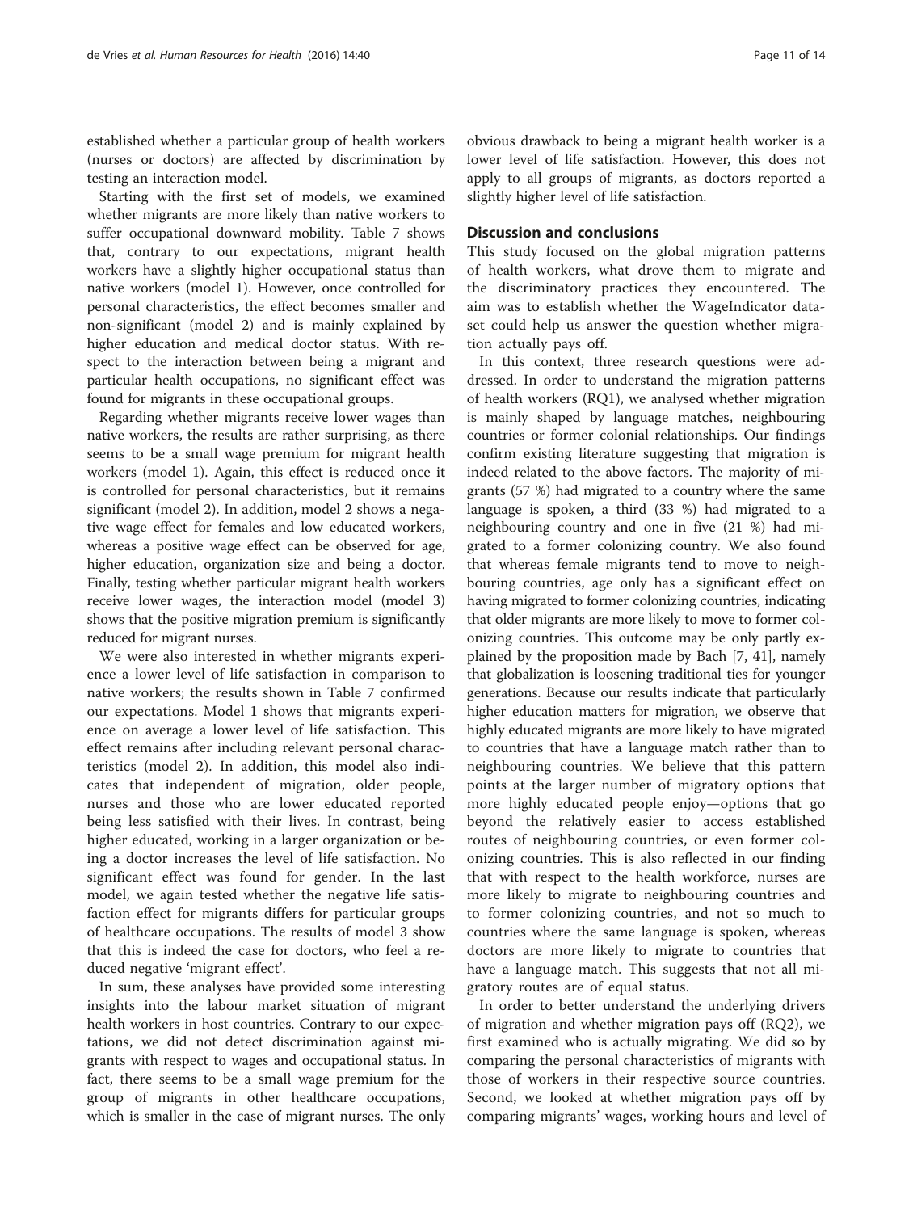established whether a particular group of health workers (nurses or doctors) are affected by discrimination by testing an interaction model.

Starting with the first set of models, we examined whether migrants are more likely than native workers to suffer occupational downward mobility. Table 7 shows that, contrary to our expectations, migrant health workers have a slightly higher occupational status than native workers (model 1). However, once controlled for personal characteristics, the effect becomes smaller and non-significant (model 2) and is mainly explained by higher education and medical doctor status. With respect to the interaction between being a migrant and particular health occupations, no significant effect was found for migrants in these occupational groups.

Regarding whether migrants receive lower wages than native workers, the results are rather surprising, as there seems to be a small wage premium for migrant health workers (model 1). Again, this effect is reduced once it is controlled for personal characteristics, but it remains significant (model 2). In addition, model 2 shows a negative wage effect for females and low educated workers, whereas a positive wage effect can be observed for age, higher education, organization size and being a doctor. Finally, testing whether particular migrant health workers receive lower wages, the interaction model (model 3) shows that the positive migration premium is significantly reduced for migrant nurses.

We were also interested in whether migrants experience a lower level of life satisfaction in comparison to native workers; the results shown in Table 7 confirmed our expectations. Model 1 shows that migrants experience on average a lower level of life satisfaction. This effect remains after including relevant personal characteristics (model 2). In addition, this model also indicates that independent of migration, older people, nurses and those who are lower educated reported being less satisfied with their lives. In contrast, being higher educated, working in a larger organization or being a doctor increases the level of life satisfaction. No significant effect was found for gender. In the last model, we again tested whether the negative life satisfaction effect for migrants differs for particular groups of healthcare occupations. The results of model 3 show that this is indeed the case for doctors, who feel a reduced negative 'migrant effect'.

In sum, these analyses have provided some interesting insights into the labour market situation of migrant health workers in host countries. Contrary to our expectations, we did not detect discrimination against migrants with respect to wages and occupational status. In fact, there seems to be a small wage premium for the group of migrants in other healthcare occupations, which is smaller in the case of migrant nurses. The only obvious drawback to being a migrant health worker is a lower level of life satisfaction. However, this does not apply to all groups of migrants, as doctors reported a slightly higher level of life satisfaction.

## Discussion and conclusions

This study focused on the global migration patterns of health workers, what drove them to migrate and the discriminatory practices they encountered. The aim was to establish whether the WageIndicator dataset could help us answer the question whether migration actually pays off.

In this context, three research questions were addressed. In order to understand the migration patterns of health workers (RQ1), we analysed whether migration is mainly shaped by language matches, neighbouring countries or former colonial relationships. Our findings confirm existing literature suggesting that migration is indeed related to the above factors. The majority of migrants (57 %) had migrated to a country where the same language is spoken, a third (33 %) had migrated to a neighbouring country and one in five (21 %) had migrated to a former colonizing country. We also found that whereas female migrants tend to move to neighbouring countries, age only has a significant effect on having migrated to former colonizing countries, indicating that older migrants are more likely to move to former colonizing countries. This outcome may be only partly explained by the proposition made by Bach [7, 41], namely that globalization is loosening traditional ties for younger generations. Because our results indicate that particularly higher education matters for migration, we observe that highly educated migrants are more likely to have migrated to countries that have a language match rather than to neighbouring countries. We believe that this pattern points at the larger number of migratory options that more highly educated people enjoy—options that go beyond the relatively easier to access established routes of neighbouring countries, or even former colonizing countries. This is also reflected in our finding that with respect to the health workforce, nurses are more likely to migrate to neighbouring countries and to former colonizing countries, and not so much to countries where the same language is spoken, whereas doctors are more likely to migrate to countries that have a language match. This suggests that not all migratory routes are of equal status.

In order to better understand the underlying drivers of migration and whether migration pays off (RQ2), we first examined who is actually migrating. We did so by comparing the personal characteristics of migrants with those of workers in their respective source countries. Second, we looked at whether migration pays off by comparing migrants' wages, working hours and level of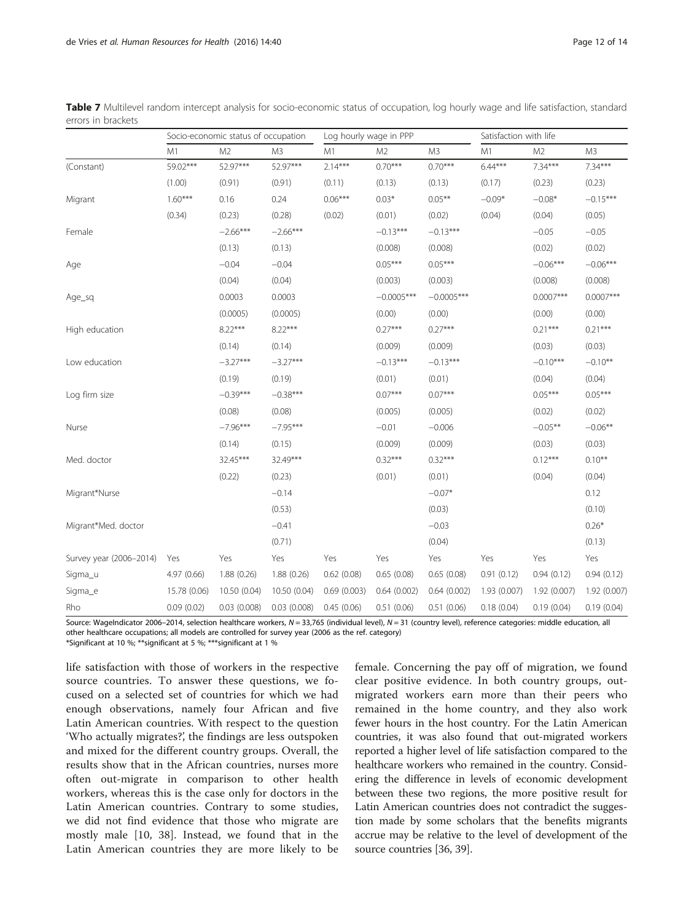**Table 7** Multilevel random intercept analysis for socio-economic status of occupation, log hourly wage and life satisfaction, standard errors in brackets

| | Socio-economic status of occupation | | | Log hourly wage in PPP | | | Satisfaction with life | | |
|---|---|---|---|---|---|---|---|---|---|
| | M1 | M2 | M3 | M1 | M2 | M3 | M1 | M2 | M3 |
| (Constant) | 59.02*** | 52.97*** | 52.97*** | 2.14*** | 0.70*** | 0.70*** | 6.44*** | 7.34*** | 7.34*** |
| | (1.00) | (0.91) | (0.91) | (0.11) | (0.13) | (0.13) | (0.17) | (0.23) | (0.23) |
| Migrant | 1.60*** | 0.16 | 0.24 | 0.06*** | 0.03* | 0.05** | −0.09* | −0.08* | −0.15*** |
| | (0.34) | (0.23) | (0.28) | (0.02) | (0.01) | (0.02) | (0.04) | (0.04) | (0.05) |
| Female | | −2.66*** | −2.66*** | | −0.13*** | −0.13*** | | −0.05 | −0.05 |
| | | (0.13) | (0.13) | | (0.008) | (0.008) | | (0.02) | (0.02) |
| Age | | −0.04 | −0.04 | | 0.05*** | 0.05*** | | −0.06*** | −0.06*** |
| | | (0.04) | (0.04) | | (0.003) | (0.003) | | (0.008) | (0.008) |
| Age_sq | | 0.0003 | 0.0003 | | −0.0005*** | −0.0005*** | | 0.0007*** | 0.0007*** |
| | | (0.0005) | (0.0005) | | (0.00) | (0.00) | | (0.00) | (0.00) |
| High education | | 8.22*** | 8.22*** | | 0.27*** | 0.27*** | | 0.21*** | 0.21*** |
| | | (0.14) | (0.14) | | (0.009) | (0.009) | | (0.03) | (0.03) |
| Low education | | −3.27*** | −3.27*** | | −0.13*** | −0.13*** | | −0.10*** | −0.10** |
| | | (0.19) | (0.19) | | (0.01) | (0.01) | | (0.04) | (0.04) |
| Log firm size | | −0.39*** | −0.38*** | | 0.07*** | 0.07*** | | 0.05*** | 0.05*** |
| | | (0.08) | (0.08) | | (0.005) | (0.005) | | (0.02) | (0.02) |
| Nurse | | −7.96*** | −7.95*** | | −0.01 | −0.006 | | −0.05** | −0.06** |
| | | (0.14) | (0.15) | | (0.009) | (0.009) | | (0.03) | (0.03) |
| Med. doctor | | 32.45*** | 32.49*** | | 0.32*** | 0.32*** | | 0.12*** | 0.10** |
| | | (0.22) | (0.23) | | (0.01) | (0.01) | | (0.04) | (0.04) |
| Migrant*Nurse | | | −0.14 | | | −0.07* | | | 0.12 |
| | | | (0.53) | | | (0.03) | | | (0.10) |
| Migrant*Med. doctor | | | −0.41 | | | −0.03 | | | 0.26* |
| | | | (0.71) | | | (0.04) | | | (0.13) |
| Survey year (2006–2014) | Yes | Yes | Yes | Yes | Yes | Yes | Yes | Yes | Yes |
| Sigma_u | 4.97 (0.66) | 1.88 (0.26) | 1.88 (0.26) | 0.62 (0.08) | 0.65 (0.08) | 0.65 (0.08) | 0.91 (0.12) | 0.94 (0.12) | 0.94 (0.12) |
| Sigma_e | 15.78 (0.06) | 10.50 (0.04) | 10.50 (0.04) | 0.69 (0.003) | 0.64 (0.002) | 0.64 (0.002) | 1.93 (0.007) | 1.92 (0.007) | 1.92 (0.007) |
| Rho | 0.09 (0.02) | 0.03 (0.008) | 0.03 (0.008) | 0.45 (0.06) | 0.51 (0.06) | 0.51 (0.06) | 0.18 (0.04) | 0.19 (0.04) | 0.19 (0.04) |

Source: WageIndicator 2006–2014, selection healthcare workers, $N = 33{,}765$ (individual level), $N = 31$ (country level), reference categories: middle education, all other healthcare occupations; all models are controlled for survey year (2006 as the ref. category)

*Significant at 10 %; **significant at 5 %; ***significant at 1 %

life satisfaction with those of workers in the respective source countries. To answer these questions, we focused on a selected set of countries for which we had enough observations, namely four African and five Latin American countries. With respect to the question 'Who actually migrates?', the findings are less outspoken and mixed for the different country groups. Overall, the results show that in the African countries, nurses more often out-migrate in comparison to other health workers, whereas this is the case only for doctors in the Latin American countries. Contrary to some studies, we did not find evidence that those who migrate are mostly male [10, 38]. Instead, we found that in the Latin American countries they are more likely to be female. Concerning the pay off of migration, we found clear positive evidence. In both country groups, out-migrated workers earn more than their peers who remained in the home country, and they also work fewer hours in the host country. For the Latin American countries, it was also found that out-migrated workers reported a higher level of life satisfaction compared to the healthcare workers who remained in the country. Considering the difference in levels of economic development between these two regions, the more positive result for Latin American countries does not contradict the suggestion made by some scholars that the benefits migrants accrue may be relative to the level of development of the source countries [36, 39].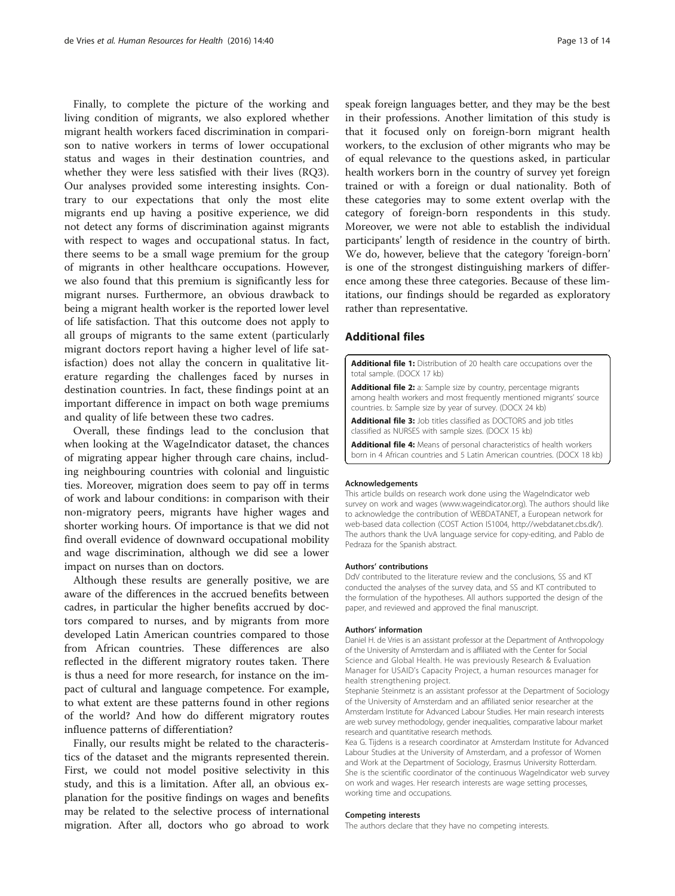Finally, to complete the picture of the working and living condition of migrants, we also explored whether migrant health workers faced discrimination in comparison to native workers in terms of lower occupational status and wages in their destination countries, and whether they were less satisfied with their lives (RQ3). Our analyses provided some interesting insights. Contrary to our expectations that only the most elite migrants end up having a positive experience, we did not detect any forms of discrimination against migrants with respect to wages and occupational status. In fact, there seems to be a small wage premium for the group of migrants in other healthcare occupations. However, we also found that this premium is significantly less for migrant nurses. Furthermore, an obvious drawback to being a migrant health worker is the reported lower level of life satisfaction. That this outcome does not apply to all groups of migrants to the same extent (particularly migrant doctors report having a higher level of life satisfaction) does not allay the concern in qualitative literature regarding the challenges faced by nurses in destination countries. In fact, these findings point at an important difference in impact on both wage premiums and quality of life between these two cadres.

Overall, these findings lead to the conclusion that when looking at the WageIndicator dataset, the chances of migrating appear higher through care chains, including neighbouring countries with colonial and linguistic ties. Moreover, migration does seem to pay off in terms of work and labour conditions: in comparison with their non-migratory peers, migrants have higher wages and shorter working hours. Of importance is that we did not find overall evidence of downward occupational mobility and wage discrimination, although we did see a lower impact on nurses than on doctors.

Although these results are generally positive, we are aware of the differences in the accrued benefits between cadres, in particular the higher benefits accrued by doctors compared to nurses, and by migrants from more developed Latin American countries compared to those from African countries. These differences are also reflected in the different migratory routes taken. There is thus a need for more research, for instance on the impact of cultural and language competence. For example, to what extent are these patterns found in other regions of the world? And how do different migratory routes influence patterns of differentiation?

Finally, our results might be related to the characteristics of the dataset and the migrants represented therein. First, we could not model positive selectivity in this study, and this is a limitation. After all, an obvious explanation for the positive findings on wages and benefits may be related to the selective process of international migration. After all, doctors who go abroad to work speak foreign languages better, and they may be the best in their professions. Another limitation of this study is that it focused only on foreign-born migrant health workers, to the exclusion of other migrants who may be of equal relevance to the questions asked, in particular health workers born in the country of survey yet foreign trained or with a foreign or dual nationality. Both of these categories may to some extent overlap with the category of foreign-born respondents in this study. Moreover, we were not able to establish the individual participants' length of residence in the country of birth. We do, however, believe that the category 'foreign-born' is one of the strongest distinguishing markers of difference among these three categories. Because of these limitations, our findings should be regarded as exploratory rather than representative.

## Additional files

**Additional file 1:** Distribution of 20 health care occupations over the total sample. (DOCX 17 kb)

**Additional file 2:** a: Sample size by country, percentage migrants among health workers and most frequently mentioned migrants' source countries. b: Sample size by year of survey. (DOCX 24 kb)

**Additional file 3:** Job titles classified as DOCTORS and job titles classified as NURSES with sample sizes. (DOCX 15 kb)

**Additional file 4:** Means of personal characteristics of health workers born in 4 African countries and 5 Latin American countries. (DOCX 18 kb)

#### Acknowledgements

This article builds on research work done using the WageIndicator web survey on work and wages (www.wageindicator.org). The authors should like to acknowledge the contribution of WEBDATANET, a European network for web-based data collection (COST Action IS1004, http://webdatanet.cbs.dk/). The authors thank the UvA language service for copy-editing, and Pablo de Pedraza for the Spanish abstract.

#### Authors' contributions

DdV contributed to the literature review and the conclusions, SS and KT conducted the analyses of the survey data, and SS and KT contributed to the formulation of the hypotheses. All authors supported the design of the paper, and reviewed and approved the final manuscript.

#### Authors' information

Daniel H. de Vries is an assistant professor at the Department of Anthropology of the University of Amsterdam and is affiliated with the Center for Social Science and Global Health. He was previously Research & Evaluation Manager for USAID's Capacity Project, a human resources manager for health strengthening project.

Stephanie Steinmetz is an assistant professor at the Department of Sociology of the University of Amsterdam and an affiliated senior researcher at the Amsterdam Institute for Advanced Labour Studies. Her main research interests are web survey methodology, gender inequalities, comparative labour market research and quantitative research methods.

Kea G. Tijdens is a research coordinator at Amsterdam Institute for Advanced Labour Studies at the University of Amsterdam, and a professor of Women and Work at the Department of Sociology, Erasmus University Rotterdam. She is the scientific coordinator of the continuous WageIndicator web survey on work and wages. Her research interests are wage setting processes, working time and occupations.

#### Competing interests

The authors declare that they have no competing interests.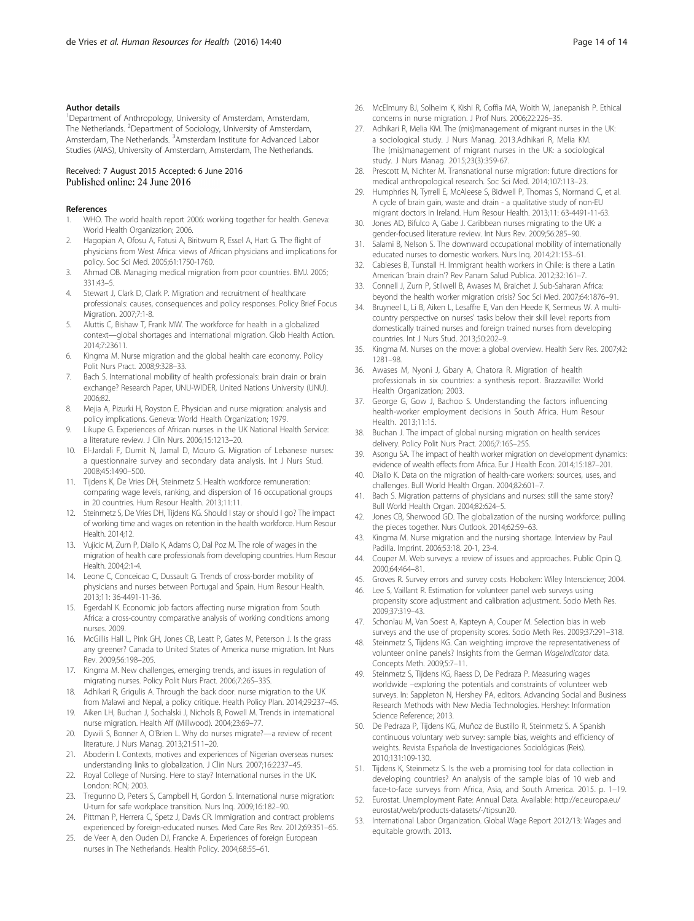#### Author details

[1]Department of Anthropology, University of Amsterdam, Amsterdam, The Netherlands. [2]Department of Sociology, University of Amsterdam, Amsterdam, The Netherlands. [3]Amsterdam Institute for Advanced Labor Studies (AIAS), University of Amsterdam, Amsterdam, The Netherlands.

Received: 7 August 2015 Accepted: 6 June 2016
Published online: 24 June 2016

#### References

1. WHO. The world health report 2006: working together for health. Geneva: World Health Organization; 2006.
2. Hagopian A, Ofosu A, Fatusi A, Biritwum R, Essel A, Hart G. The flight of physicians from West Africa: views of African physicians and implications for policy. Soc Sci Med. 2005;61:1750-1760.
3. Ahmad OB. Managing medical migration from poor countries. BMJ. 2005; 331:43–5.
4. Stewart J, Clark D, Clark P. Migration and recruitment of healthcare professionals: causes, consequences and policy responses. Policy Brief Focus Migration. 2007;7:1-8.
5. Aluttis C, Bishaw T, Frank MW. The workforce for health in a globalized context—global shortages and international migration. Glob Health Action. 2014;7:23611.
6. Kingma M. Nurse migration and the global health care economy. Policy Polit Nurs Pract. 2008;9:328–33.
7. Bach S. International mobility of health professionals: brain drain or brain exchange? Research Paper, UNU-WIDER, United Nations University (UNU). 2006;82.
8. Mejia A, Pizurki H, Royston E. Physician and nurse migration: analysis and policy implications. Geneva: World Health Organization; 1979.
9. Likupe G. Experiences of African nurses in the UK National Health Service: a literature review. J Clin Nurs. 2006;15:1213–20.
10. El-Jardali F, Dumit N, Jamal D, Mouro G. Migration of Lebanese nurses: a questionnaire survey and secondary data analysis. Int J Nurs Stud. 2008;45:1490–500.
11. Tijdens K, De Vries DH, Steinmetz S. Health workforce remuneration: comparing wage levels, ranking, and dispersion of 16 occupational groups in 20 countries. Hum Resour Health. 2013;11:11.
12. Steinmetz S, De Vries DH, Tijdens KG. Should I stay or should I go? The impact of working time and wages on retention in the health workforce. Hum Resour Health. 2014;12.
13. Vujicic M, Zurn P, Diallo K, Adams O, Dal Poz M. The role of wages in the migration of health care professionals from developing countries. Hum Resour Health. 2004;2:1-4.
14. Leone C, Conceicao C, Dussault G. Trends of cross-border mobility of physicians and nurses between Portugal and Spain. Hum Resour Health. 2013;11: 36-4491-11-36.
15. Egerdahl K. Economic job factors affecting nurse migration from South Africa: a cross-country comparative analysis of working conditions among nurses. 2009.
16. McGillis Hall L, Pink GH, Jones CB, Leatt P, Gates M, Peterson J. Is the grass any greener? Canada to United States of America nurse migration. Int Nurs Rev. 2009;56:198–205.
17. Kingma M. New challenges, emerging trends, and issues in regulation of migrating nurses. Policy Polit Nurs Pract. 2006;7:26S–33S.
18. Adhikari R, Grigulis A. Through the back door: nurse migration to the UK from Malawi and Nepal, a policy critique. Health Policy Plan. 2014;29:237–45.
19. Aiken LH, Buchan J, Sochalski J, Nichols B, Powell M. Trends in international nurse migration. Health Aff (Millwood). 2004;23:69–77.
20. Dywili S, Bonner A, O'Brien L. Why do nurses migrate?—a review of recent literature. J Nurs Manag. 2013;21:511–20.
21. Aboderin I. Contexts, motives and experiences of Nigerian overseas nurses: understanding links to globalization. J Clin Nurs. 2007;16:2237–45.
22. Royal College of Nursing. Here to stay? International nurses in the UK. London: RCN; 2003.
23. Tregunno D, Peters S, Campbell H, Gordon S. International nurse migration: U-turn for safe workplace transition. Nurs Inq. 2009;16:182–90.
24. Pittman P, Herrera C, Spetz J, Davis CR. Immigration and contract problems experienced by foreign-educated nurses. Med Care Res Rev. 2012;69:351–65.
25. de Veer A, den Ouden DJ, Francke A. Experiences of foreign European nurses in The Netherlands. Health Policy. 2004;68:55–61.
26. McElmurry BJ, Solheim K, Kishi R, Coffia MA, Woith W, Janepanish P. Ethical concerns in nurse migration. J Prof Nurs. 2006;22:226–35.
27. Adhikari R, Melia KM. The (mis)management of migrant nurses in the UK: a sociological study. J Nurs Manag. 2013.Adhikari R, Melia KM. The (mis)management of migrant nurses in the UK: a sociological study. J Nurs Manag. 2015;23(3):359-67.
28. Prescott M, Nichter M. Transnational nurse migration: future directions for medical anthropological research. Soc Sci Med. 2014;107:113–23.
29. Humphries N, Tyrrell E, McAleese S, Bidwell P, Thomas S, Normand C, et al. A cycle of brain gain, waste and drain - a qualitative study of non-EU migrant doctors in Ireland. Hum Resour Health. 2013;11: 63-4491-11-63.
30. Jones AD, Bifulco A, Gabe J. Caribbean nurses migrating to the UK: a gender-focused literature review. Int Nurs Rev. 2009;56:285–90.
31. Salami B, Nelson S. The downward occupational mobility of internationally educated nurses to domestic workers. Nurs Inq. 2014;21:153–61.
32. Cabieses B, Tunstall H. Immigrant health workers in Chile: is there a Latin American 'brain drain'? Rev Panam Salud Publica. 2012;32:161–7.
33. Connell J, Zurn P, Stilwell B, Awases M, Braichet J. Sub-Saharan Africa: beyond the health worker migration crisis? Soc Sci Med. 2007;64:1876–91.
34. Bruyneel L, Li B, Aiken L, Lesaffre E, Van den Heede K, Sermeus W. A multi-country perspective on nurses' tasks below their skill level: reports from domestically trained nurses and foreign trained nurses from developing countries. Int J Nurs Stud. 2013;50:202–9.
35. Kingma M. Nurses on the move: a global overview. Health Serv Res. 2007;42: 1281–98.
36. Awases M, Nyoni J, Gbary A, Chatora R. Migration of health professionals in six countries: a synthesis report. Brazzaville: World Health Organization; 2003.
37. George G, Gow J, Bachoo S. Understanding the factors influencing health-worker employment decisions in South Africa. Hum Resour Health. 2013;11:15.
38. Buchan J. The impact of global nursing migration on health services delivery. Policy Polit Nurs Pract. 2006;7:16S–25S.
39. Asongu SA. The impact of health worker migration on development dynamics: evidence of wealth effects from Africa. Eur J Health Econ. 2014;15:187–201.
40. Diallo K. Data on the migration of health-care workers: sources, uses, and challenges. Bull World Health Organ. 2004;82:601–7.
41. Bach S. Migration patterns of physicians and nurses: still the same story? Bull World Health Organ. 2004;82:624–5.
42. Jones CB, Sherwood GD. The globalization of the nursing workforce: pulling the pieces together. Nurs Outlook. 2014;62:59–63.
43. Kingma M. Nurse migration and the nursing shortage. Interview by Paul Padilla. Imprint. 2006;53:18. 20-1, 23-4.
44. Couper M. Web surveys: a review of issues and approaches. Public Opin Q. 2000;64:464–81.
45. Groves R. Survey errors and survey costs. Hoboken: Wiley Interscience; 2004.
46. Lee S, Vaillant R. Estimation for volunteer panel web surveys using propensity score adjustment and calibration adjustment. Socio Meth Res. 2009;37:319–43.
47. Schonlau M, Van Soest A, Kapteyn A, Couper M. Selection bias in web surveys and the use of propensity scores. Socio Meth Res. 2009;37:291–318.
48. Steinmetz S, Tijdens KG. Can weighting improve the representativeness of volunteer online panels? Insights from the German *WageIndicator* data. Concepts Meth. 2009;5:7–11.
49. Steinmetz S, Tijdens KG, Raess D, De Pedraza P. Measuring wages worldwide –exploring the potentials and constraints of volunteer web surveys. In: Sappleton N, Hershey PA, editors. Advancing Social and Business Research Methods with New Media Technologies. Hershey: Information Science Reference; 2013.
50. De Pedraza P, Tijdens KG, Muñoz de Bustillo R, Steinmetz S. A Spanish continuous voluntary web survey: sample bias, weights and efficiency of weights. Revista Española de Investigaciones Sociológicas (Reis). 2010;131:109-130.
51. Tijdens K, Steinmetz S. Is the web a promising tool for data collection in developing countries? An analysis of the sample bias of 10 web and face-to-face surveys from Africa, Asia, and South America. 2015. p. 1–19.
52. Eurostat. Unemployment Rate: Annual Data. Available: http://ec.europa.eu/eurostat/web/products-datasets/-/tipsun20.
53. International Labor Organization. Global Wage Report 2012/13: Wages and equitable growth. 2013.